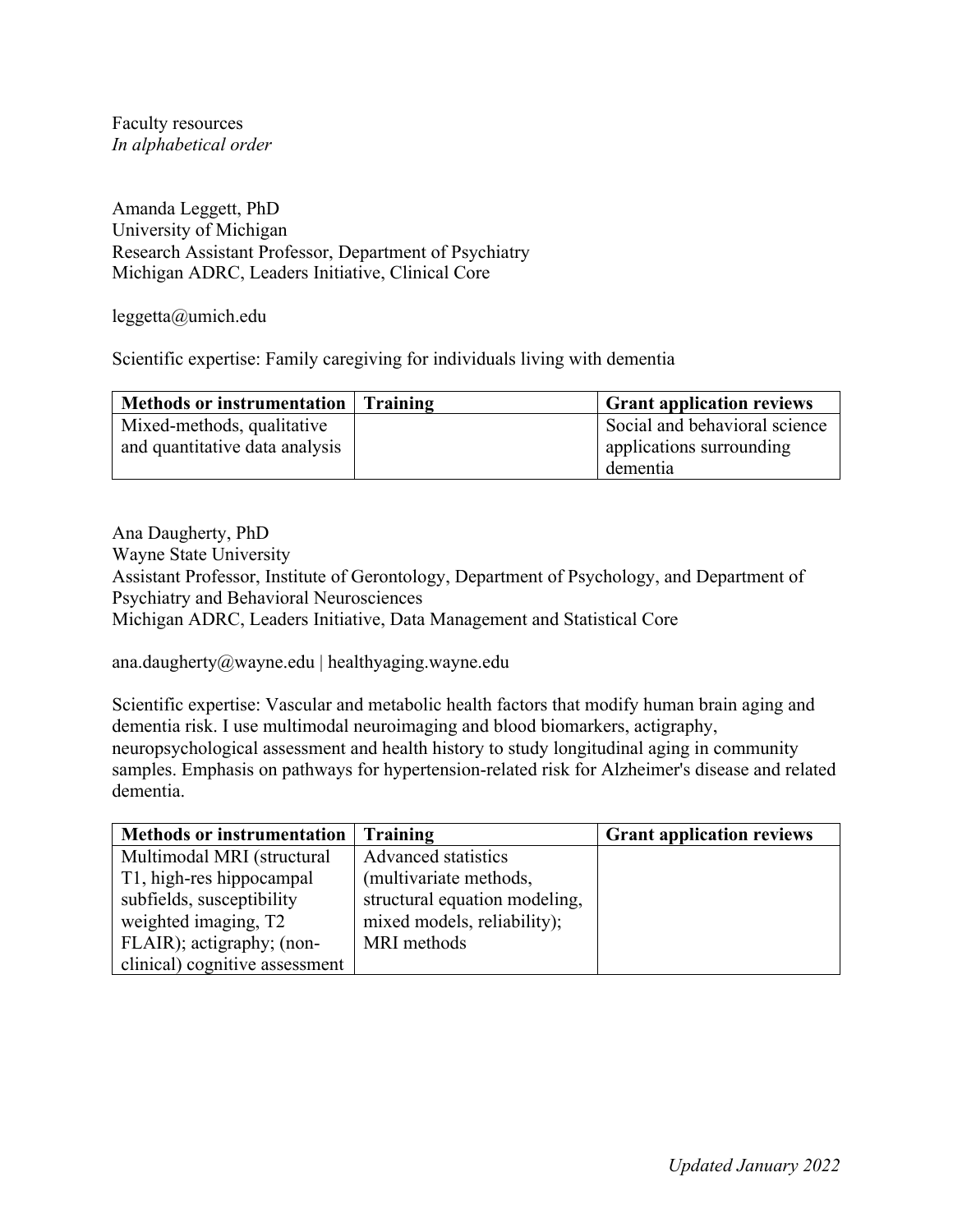Faculty resources
*In alphabetical order*

Amanda Leggett, PhD
University of Michigan
Research Assistant Professor, Department of Psychiatry
Michigan ADRC, Leaders Initiative, Clinical Core

leggetta@umich.edu

Scientific expertise: Family caregiving for individuals living with dementia

| Methods or instrumentation | Training | Grant application reviews |
| --- | --- | --- |
| Mixed-methods, qualitative and quantitative data analysis | | Social and behavioral science applications surrounding dementia |

Ana Daugherty, PhD
Wayne State University
Assistant Professor, Institute of Gerontology, Department of Psychology, and Department of Psychiatry and Behavioral Neurosciences
Michigan ADRC, Leaders Initiative, Data Management and Statistical Core

ana.daugherty@wayne.edu | healthyaging.wayne.edu

Scientific expertise: Vascular and metabolic health factors that modify human brain aging and dementia risk. I use multimodal neuroimaging and blood biomarkers, actigraphy, neuropsychological assessment and health history to study longitudinal aging in community samples. Emphasis on pathways for hypertension-related risk for Alzheimer's disease and related dementia.

| Methods or instrumentation | Training | Grant application reviews |
| --- | --- | --- |
| Multimodal MRI (structural T1, high-res hippocampal subfields, susceptibility weighted imaging, T2 FLAIR); actigraphy; (non-clinical) cognitive assessment | Advanced statistics (multivariate methods, structural equation modeling, mixed models, reliability); MRI methods | |

*Updated January 2022*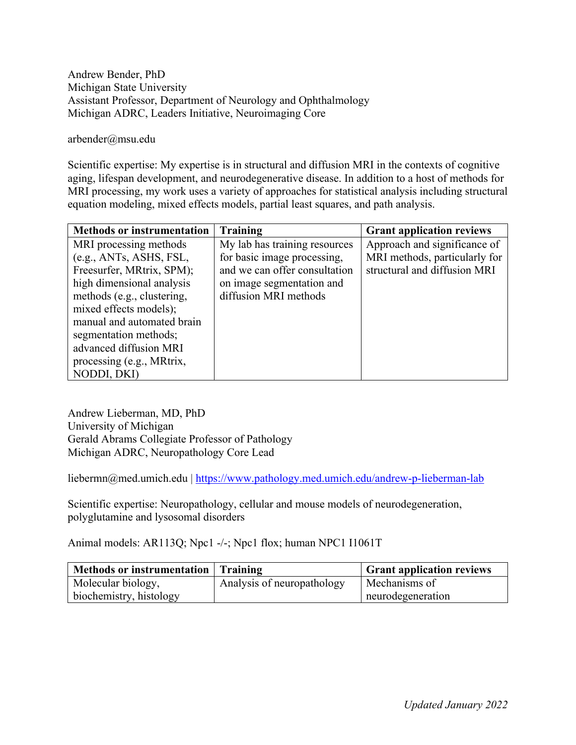Andrew Bender, PhD
Michigan State University
Assistant Professor, Department of Neurology and Ophthalmology
Michigan ADRC, Leaders Initiative, Neuroimaging Core

arbender@msu.edu

Scientific expertise: My expertise is in structural and diffusion MRI in the contexts of cognitive aging, lifespan development, and neurodegenerative disease. In addition to a host of methods for MRI processing, my work uses a variety of approaches for statistical analysis including structural equation modeling, mixed effects models, partial least squares, and path analysis.

| Methods or instrumentation | Training | Grant application reviews |
|---|---|---|
| MRI processing methods (e.g., ANTs, ASHS, FSL, Freesurfer, MRtrix, SPM); high dimensional analysis methods (e.g., clustering, mixed effects models); manual and automated brain segmentation methods; advanced diffusion MRI processing (e.g., MRtrix, NODDI, DKI) | My lab has training resources for basic image processing, and we can offer consultation on image segmentation and diffusion MRI methods | Approach and significance of MRI methods, particularly for structural and diffusion MRI |

Andrew Lieberman, MD, PhD
University of Michigan
Gerald Abrams Collegiate Professor of Pathology
Michigan ADRC, Neuropathology Core Lead

liebermn@med.umich.edu | https://www.pathology.med.umich.edu/andrew-p-lieberman-lab

Scientific expertise: Neuropathology, cellular and mouse models of neurodegeneration, polyglutamine and lysosomal disorders

Animal models: AR113Q; Npc1 -/-; Npc1 flox; human NPC1 I1061T

| Methods or instrumentation | Training | Grant application reviews |
|---|---|---|
| Molecular biology, biochemistry, histology | Analysis of neuropathology | Mechanisms of neurodegeneration |

*Updated January 2022*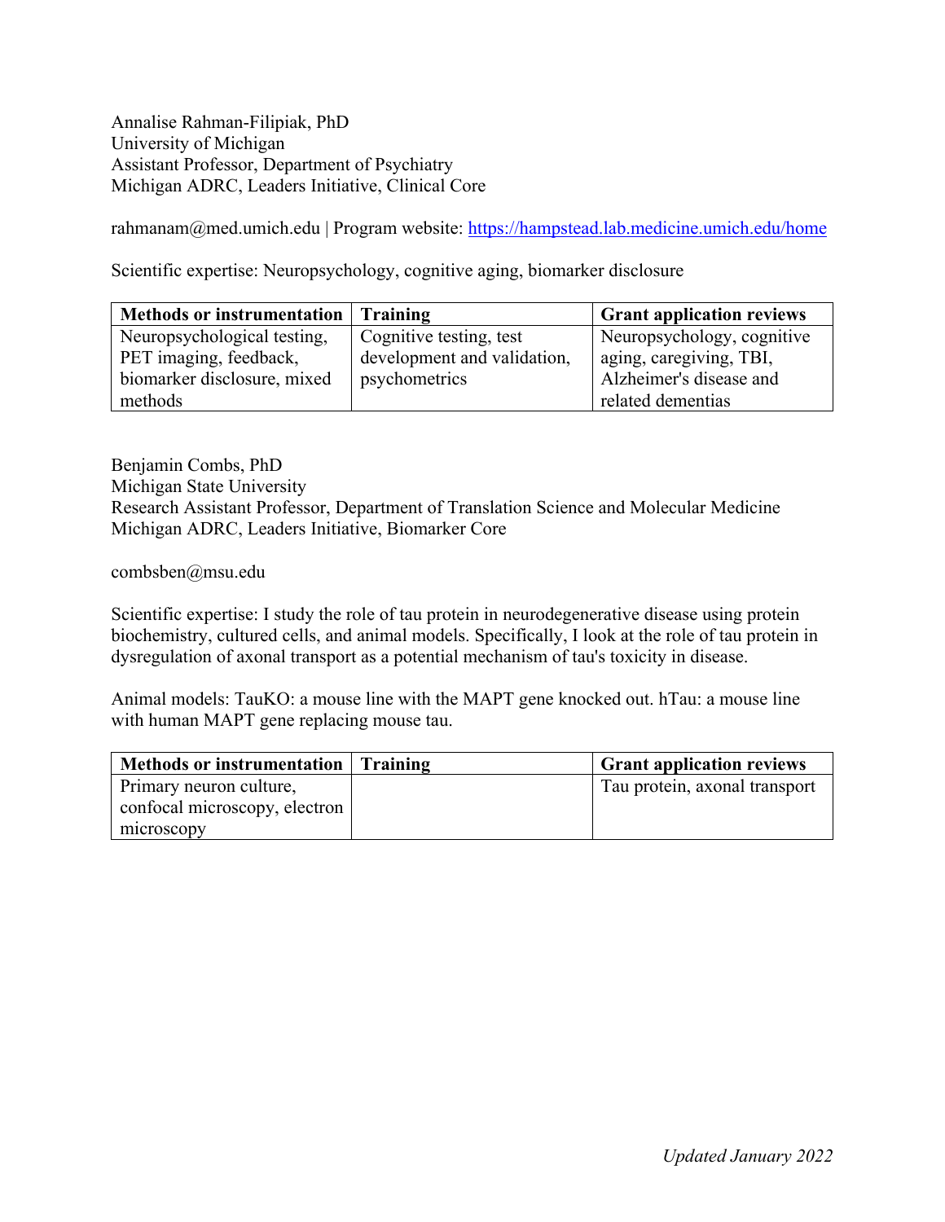Annalise Rahman-Filipiak, PhD
University of Michigan
Assistant Professor, Department of Psychiatry
Michigan ADRC, Leaders Initiative, Clinical Core

rahmanam@med.umich.edu | Program website: https://hampstead.lab.medicine.umich.edu/home

Scientific expertise: Neuropsychology, cognitive aging, biomarker disclosure

| Methods or instrumentation | Training | Grant application reviews |
| --- | --- | --- |
| Neuropsychological testing, PET imaging, feedback, biomarker disclosure, mixed methods | Cognitive testing, test development and validation, psychometrics | Neuropsychology, cognitive aging, caregiving, TBI, Alzheimer's disease and related dementias |

Benjamin Combs, PhD
Michigan State University
Research Assistant Professor, Department of Translation Science and Molecular Medicine
Michigan ADRC, Leaders Initiative, Biomarker Core

combsben@msu.edu

Scientific expertise: I study the role of tau protein in neurodegenerative disease using protein biochemistry, cultured cells, and animal models. Specifically, I look at the role of tau protein in dysregulation of axonal transport as a potential mechanism of tau's toxicity in disease.

Animal models: TauKO: a mouse line with the MAPT gene knocked out. hTau: a mouse line with human MAPT gene replacing mouse tau.

| Methods or instrumentation | Training | Grant application reviews |
| --- | --- | --- |
| Primary neuron culture, confocal microscopy, electron microscopy | | Tau protein, axonal transport |

*Updated January 2022*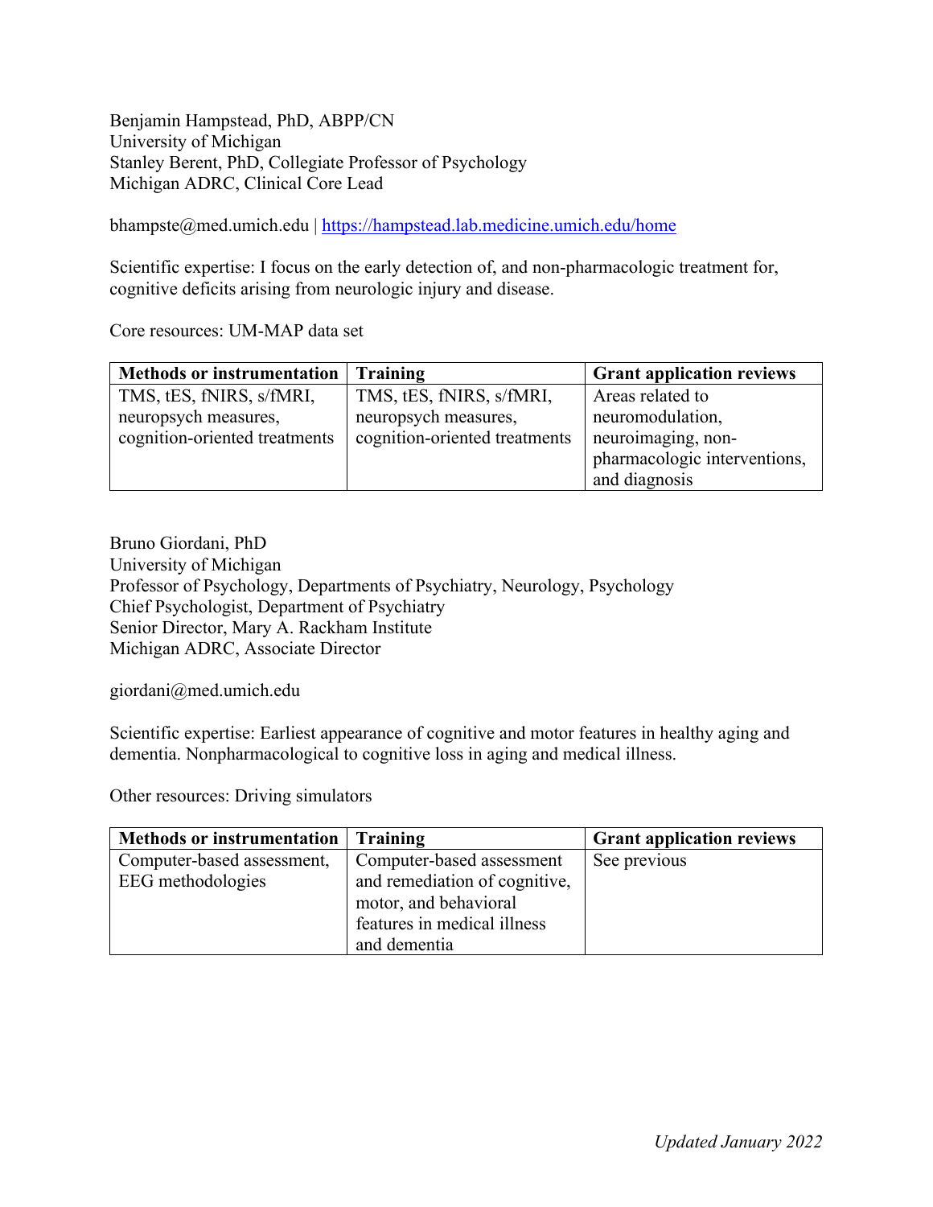Benjamin Hampstead, PhD, ABPP/CN
University of Michigan
Stanley Berent, PhD, Collegiate Professor of Psychology
Michigan ADRC, Clinical Core Lead

bhampste@med.umich.edu | https://hampstead.lab.medicine.umich.edu/home

Scientific expertise: I focus on the early detection of, and non-pharmacologic treatment for, cognitive deficits arising from neurologic injury and disease.

Core resources: UM-MAP data set

| Methods or instrumentation | Training | Grant application reviews |
|---|---|---|
| TMS, tES, fNIRS, s/fMRI, neuropsych measures, cognition-oriented treatments | TMS, tES, fNIRS, s/fMRI, neuropsych measures, cognition-oriented treatments | Areas related to neuromodulation, neuroimaging, non-pharmacologic interventions, and diagnosis |

Bruno Giordani, PhD
University of Michigan
Professor of Psychology, Departments of Psychiatry, Neurology, Psychology
Chief Psychologist, Department of Psychiatry
Senior Director, Mary A. Rackham Institute
Michigan ADRC, Associate Director

giordani@med.umich.edu

Scientific expertise: Earliest appearance of cognitive and motor features in healthy aging and dementia. Nonpharmacological to cognitive loss in aging and medical illness.

Other resources: Driving simulators

| Methods or instrumentation | Training | Grant application reviews |
|---|---|---|
| Computer-based assessment, EEG methodologies | Computer-based assessment and remediation of cognitive, motor, and behavioral features in medical illness and dementia | See previous |

*Updated January 2022*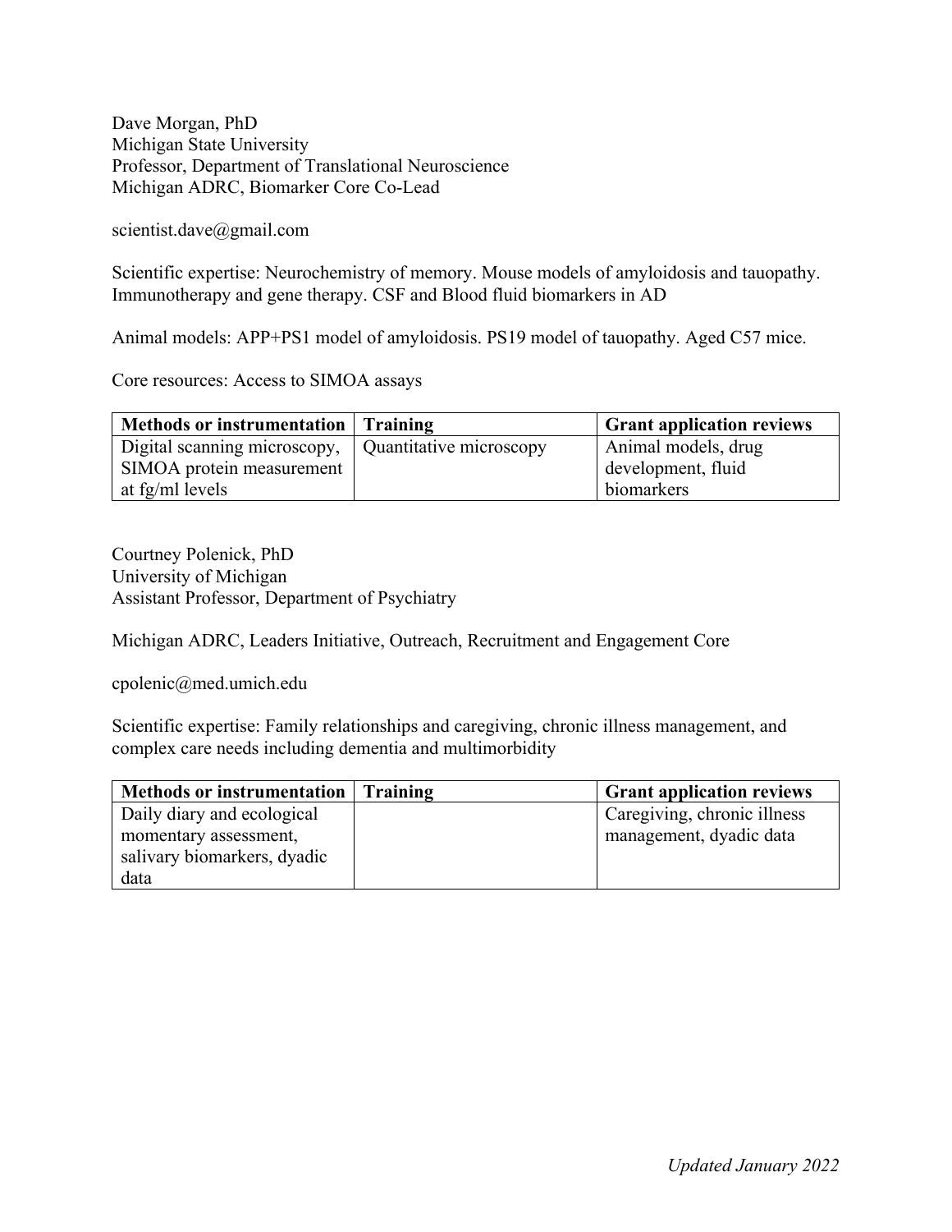Dave Morgan, PhD
Michigan State University
Professor, Department of Translational Neuroscience
Michigan ADRC, Biomarker Core Co-Lead

scientist.dave@gmail.com

Scientific expertise: Neurochemistry of memory. Mouse models of amyloidosis and tauopathy. Immunotherapy and gene therapy. CSF and Blood fluid biomarkers in AD

Animal models: APP+PS1 model of amyloidosis. PS19 model of tauopathy. Aged C57 mice.

Core resources: Access to SIMOA assays

| Methods or instrumentation | Training | Grant application reviews |
|---|---|---|
| Digital scanning microscopy, SIMOA protein measurement at fg/ml levels | Quantitative microscopy | Animal models, drug development, fluid biomarkers |

Courtney Polenick, PhD
University of Michigan
Assistant Professor, Department of Psychiatry

Michigan ADRC, Leaders Initiative, Outreach, Recruitment and Engagement Core

cpolenic@med.umich.edu

Scientific expertise: Family relationships and caregiving, chronic illness management, and complex care needs including dementia and multimorbidity

| Methods or instrumentation | Training | Grant application reviews |
|---|---|---|
| Daily diary and ecological momentary assessment, salivary biomarkers, dyadic data | | Caregiving, chronic illness management, dyadic data |

*Updated January 2022*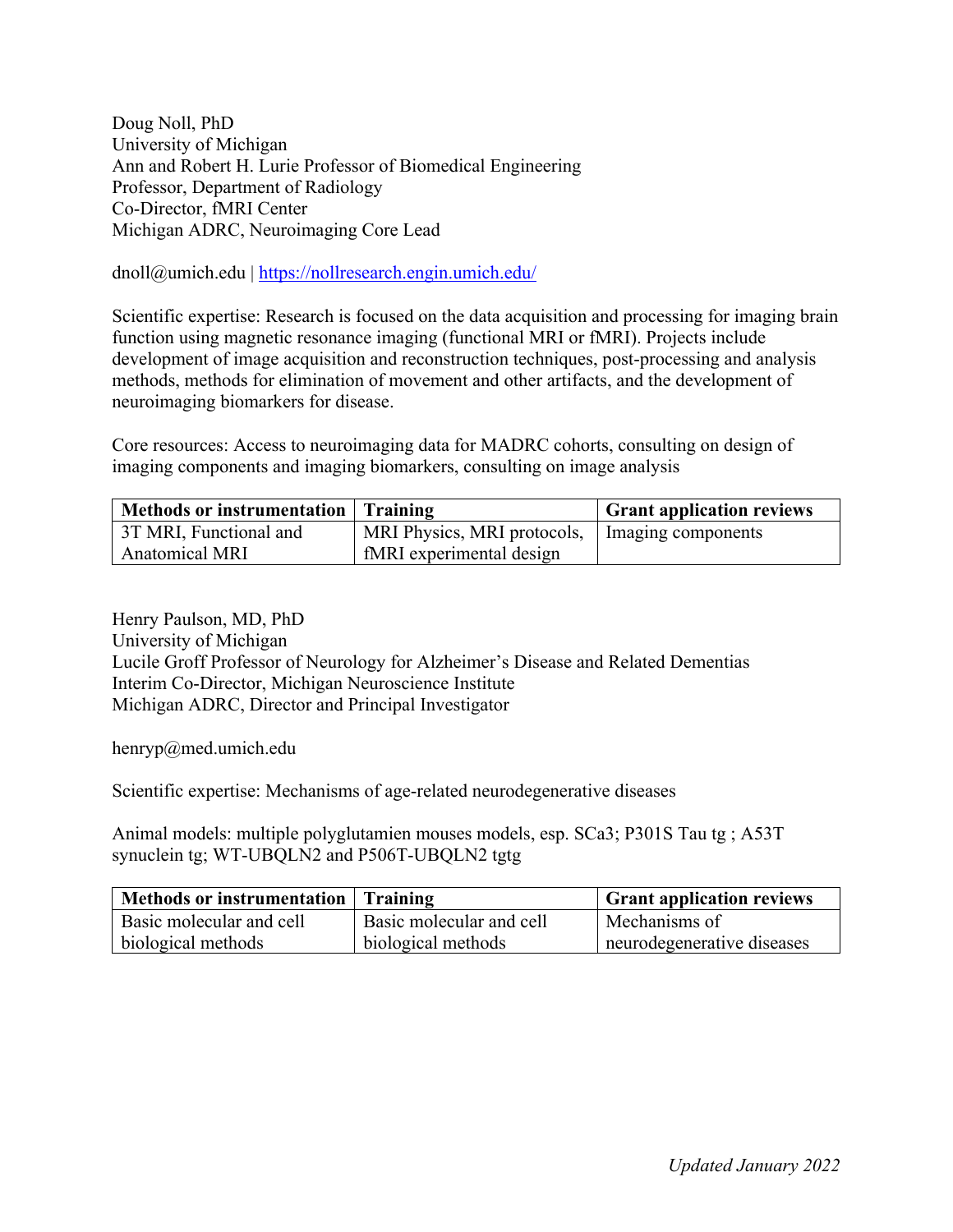Doug Noll, PhD
University of Michigan
Ann and Robert H. Lurie Professor of Biomedical Engineering
Professor, Department of Radiology
Co-Director, fMRI Center
Michigan ADRC, Neuroimaging Core Lead

dnoll@umich.edu | https://nollresearch.engin.umich.edu/

Scientific expertise: Research is focused on the data acquisition and processing for imaging brain function using magnetic resonance imaging (functional MRI or fMRI). Projects include development of image acquisition and reconstruction techniques, post-processing and analysis methods, methods for elimination of movement and other artifacts, and the development of neuroimaging biomarkers for disease.

Core resources: Access to neuroimaging data for MADRC cohorts, consulting on design of imaging components and imaging biomarkers, consulting on image analysis

| **Methods or instrumentation** | **Training** | **Grant application reviews** |
| --- | --- | --- |
| 3T MRI, Functional and Anatomical MRI | MRI Physics, MRI protocols, fMRI experimental design | Imaging components |

Henry Paulson, MD, PhD
University of Michigan
Lucile Groff Professor of Neurology for Alzheimer's Disease and Related Dementias
Interim Co-Director, Michigan Neuroscience Institute
Michigan ADRC, Director and Principal Investigator

henryp@med.umich.edu

Scientific expertise: Mechanisms of age-related neurodegenerative diseases

Animal models: multiple polyglutamien mouses models, esp. SCa3; P301S Tau tg ; A53T synuclein tg; WT-UBQLN2 and P506T-UBQLN2 tgtg

| **Methods or instrumentation** | **Training** | **Grant application reviews** |
| --- | --- | --- |
| Basic molecular and cell biological methods | Basic molecular and cell biological methods | Mechanisms of neurodegenerative diseases |

*Updated January 2022*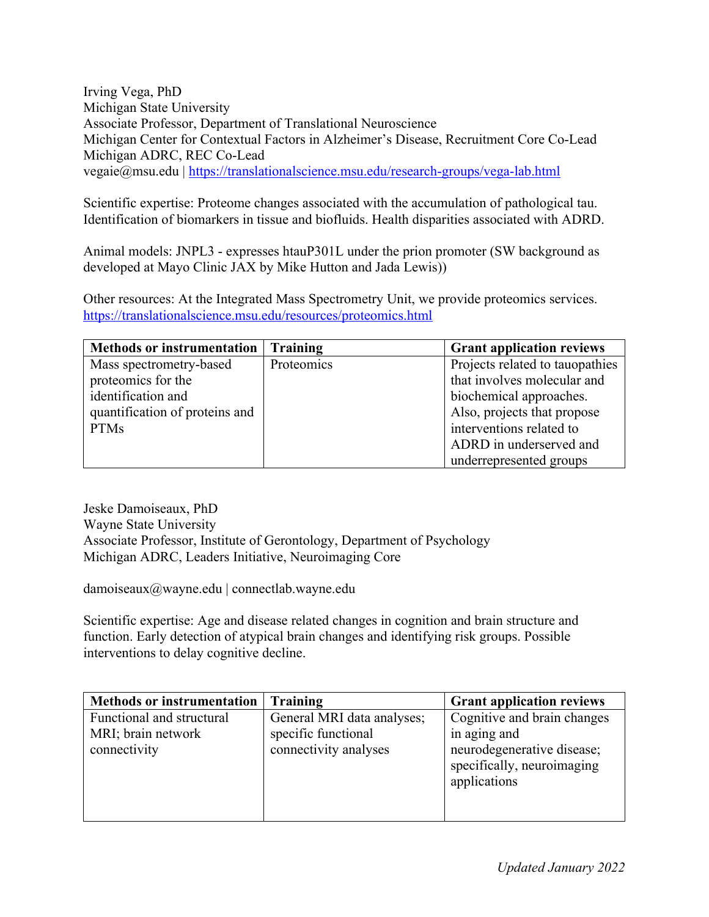Irving Vega, PhD
Michigan State University
Associate Professor, Department of Translational Neuroscience
Michigan Center for Contextual Factors in Alzheimer's Disease, Recruitment Core Co-Lead
Michigan ADRC, REC Co-Lead
vegaie@msu.edu | https://translationalscience.msu.edu/research-groups/vega-lab.html

Scientific expertise: Proteome changes associated with the accumulation of pathological tau. Identification of biomarkers in tissue and biofluids. Health disparities associated with ADRD.

Animal models: JNPL3 - expresses htauP301L under the prion promoter (SW background as developed at Mayo Clinic JAX by Mike Hutton and Jada Lewis))

Other resources: At the Integrated Mass Spectrometry Unit, we provide proteomics services. https://translationalscience.msu.edu/resources/proteomics.html

| Methods or instrumentation | Training | Grant application reviews |
|---|---|---|
| Mass spectrometry-based proteomics for the identification and quantification of proteins and PTMs | Proteomics | Projects related to tauopathies that involves molecular and biochemical approaches. Also, projects that propose interventions related to ADRD in underserved and underrepresented groups |

Jeske Damoiseaux, PhD
Wayne State University
Associate Professor, Institute of Gerontology, Department of Psychology
Michigan ADRC, Leaders Initiative, Neuroimaging Core

damoiseaux@wayne.edu | connectlab.wayne.edu

Scientific expertise: Age and disease related changes in cognition and brain structure and function. Early detection of atypical brain changes and identifying risk groups. Possible interventions to delay cognitive decline.

| Methods or instrumentation | Training | Grant application reviews |
|---|---|---|
| Functional and structural MRI; brain network connectivity | General MRI data analyses; specific functional connectivity analyses | Cognitive and brain changes in aging and neurodegenerative disease; specifically, neuroimaging applications |

*Updated January 2022*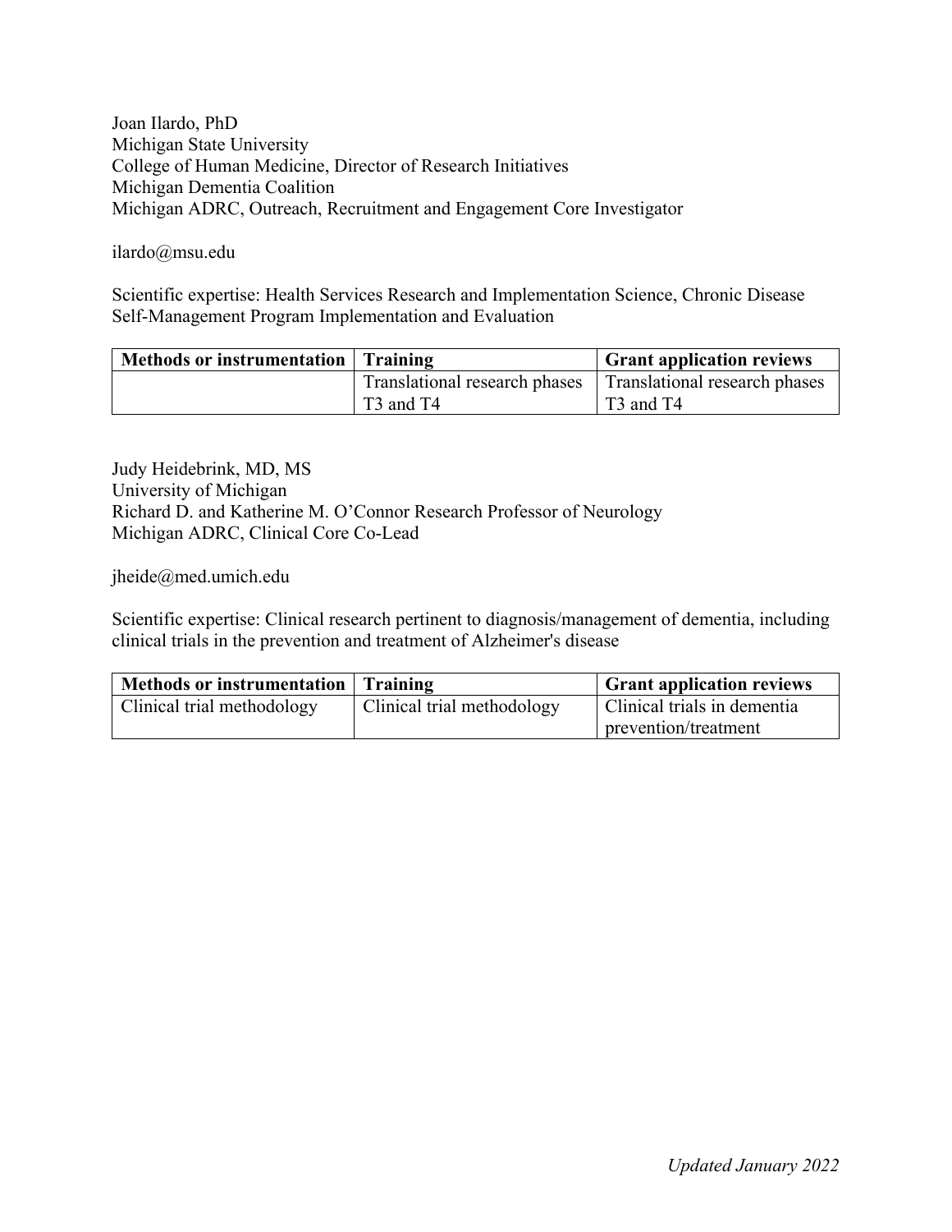Joan Ilardo, PhD
Michigan State University
College of Human Medicine, Director of Research Initiatives
Michigan Dementia Coalition
Michigan ADRC, Outreach, Recruitment and Engagement Core Investigator

ilardo@msu.edu

Scientific expertise: Health Services Research and Implementation Science, Chronic Disease Self-Management Program Implementation and Evaluation

| **Methods or instrumentation** | **Training** | **Grant application reviews** |
|---|---|---|
| | Translational research phases T3 and T4 | Translational research phases T3 and T4 |

Judy Heidebrink, MD, MS
University of Michigan
Richard D. and Katherine M. O'Connor Research Professor of Neurology
Michigan ADRC, Clinical Core Co-Lead

jheide@med.umich.edu

Scientific expertise: Clinical research pertinent to diagnosis/management of dementia, including clinical trials in the prevention and treatment of Alzheimer's disease

| **Methods or instrumentation** | **Training** | **Grant application reviews** |
|---|---|---|
| Clinical trial methodology | Clinical trial methodology | Clinical trials in dementia prevention/treatment |

*Updated January 2022*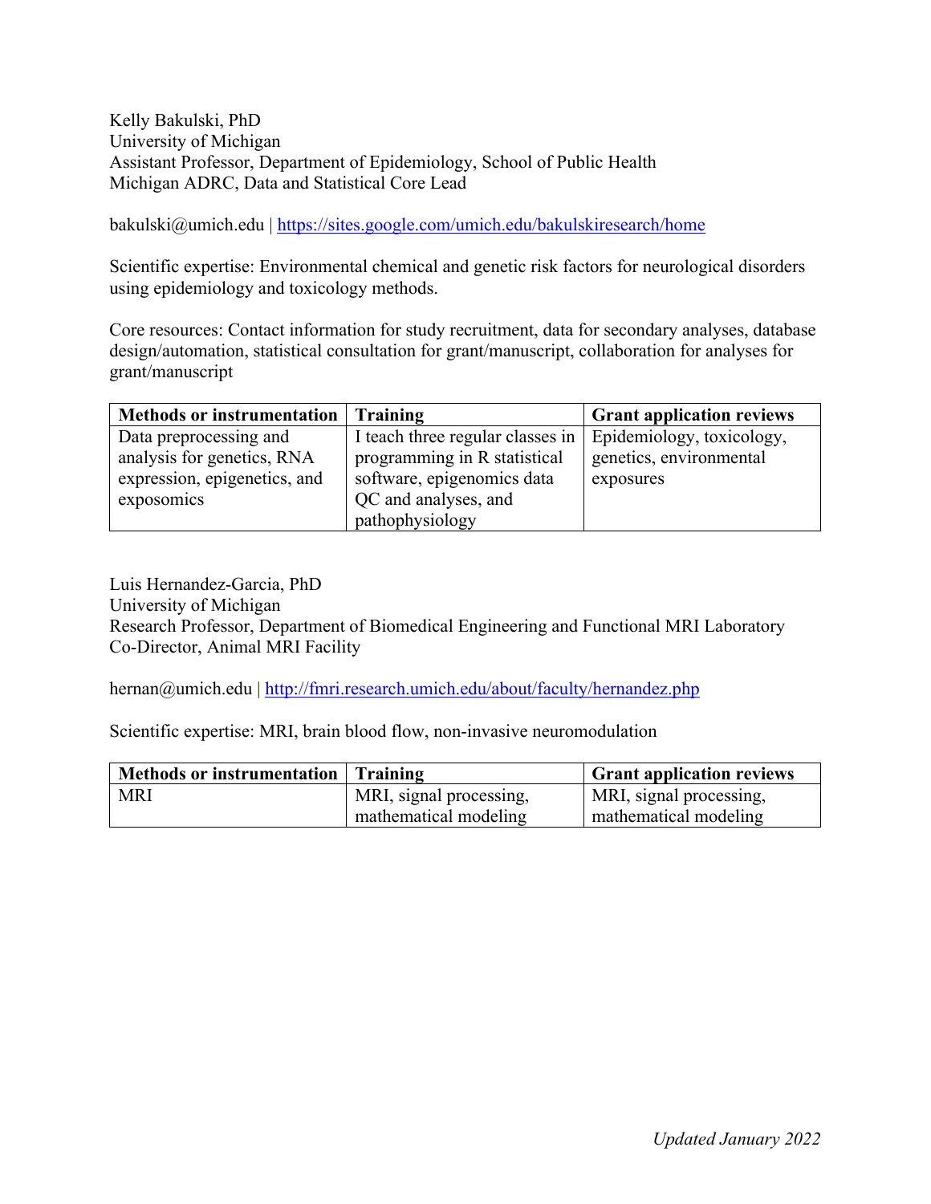Kelly Bakulski, PhD
University of Michigan
Assistant Professor, Department of Epidemiology, School of Public Health
Michigan ADRC, Data and Statistical Core Lead

bakulski@umich.edu | https://sites.google.com/umich.edu/bakulskiresearch/home

Scientific expertise: Environmental chemical and genetic risk factors for neurological disorders using epidemiology and toxicology methods.

Core resources: Contact information for study recruitment, data for secondary analyses, database design/automation, statistical consultation for grant/manuscript, collaboration for analyses for grant/manuscript

| Methods or instrumentation | Training | Grant application reviews |
| --- | --- | --- |
| Data preprocessing and analysis for genetics, RNA expression, epigenetics, and exposomics | I teach three regular classes in programming in R statistical software, epigenomics data QC and analyses, and pathophysiology | Epidemiology, toxicology, genetics, environmental exposures |

Luis Hernandez-Garcia, PhD
University of Michigan
Research Professor, Department of Biomedical Engineering and Functional MRI Laboratory
Co-Director, Animal MRI Facility

hernan@umich.edu | http://fmri.research.umich.edu/about/faculty/hernandez.php

Scientific expertise: MRI, brain blood flow, non-invasive neuromodulation

| Methods or instrumentation | Training | Grant application reviews |
| --- | --- | --- |
| MRI | MRI, signal processing, mathematical modeling | MRI, signal processing, mathematical modeling |

*Updated January 2022*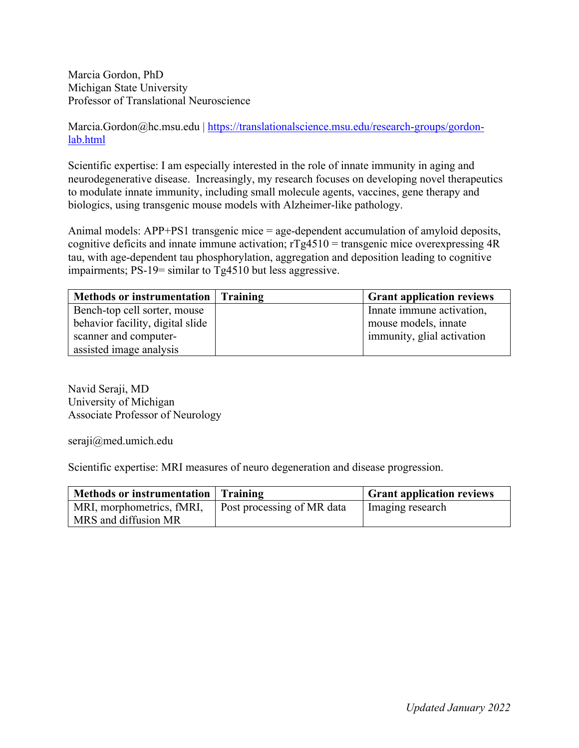Marcia Gordon, PhD
Michigan State University
Professor of Translational Neuroscience

Marcia.Gordon@hc.msu.edu | https://translationalscience.msu.edu/research-groups/gordon-lab.html

Scientific expertise: I am especially interested in the role of innate immunity in aging and neurodegenerative disease. Increasingly, my research focuses on developing novel therapeutics to modulate innate immunity, including small molecule agents, vaccines, gene therapy and biologics, using transgenic mouse models with Alzheimer-like pathology.

Animal models: APP+PS1 transgenic mice = age-dependent accumulation of amyloid deposits, cognitive deficits and innate immune activation; rTg4510 = transgenic mice overexpressing 4R tau, with age-dependent tau phosphorylation, aggregation and deposition leading to cognitive impairments; PS-19= similar to Tg4510 but less aggressive.

| Methods or instrumentation | Training | Grant application reviews |
|---|---|---|
| Bench-top cell sorter, mouse behavior facility, digital slide scanner and computer-assisted image analysis | | Innate immune activation, mouse models, innate immunity, glial activation |

Navid Seraji, MD
University of Michigan
Associate Professor of Neurology

seraji@med.umich.edu

Scientific expertise: MRI measures of neuro degeneration and disease progression.

| Methods or instrumentation | Training | Grant application reviews |
|---|---|---|
| MRI, morphometrics, fMRI, MRS and diffusion MR | Post processing of MR data | Imaging research |

*Updated January 2022*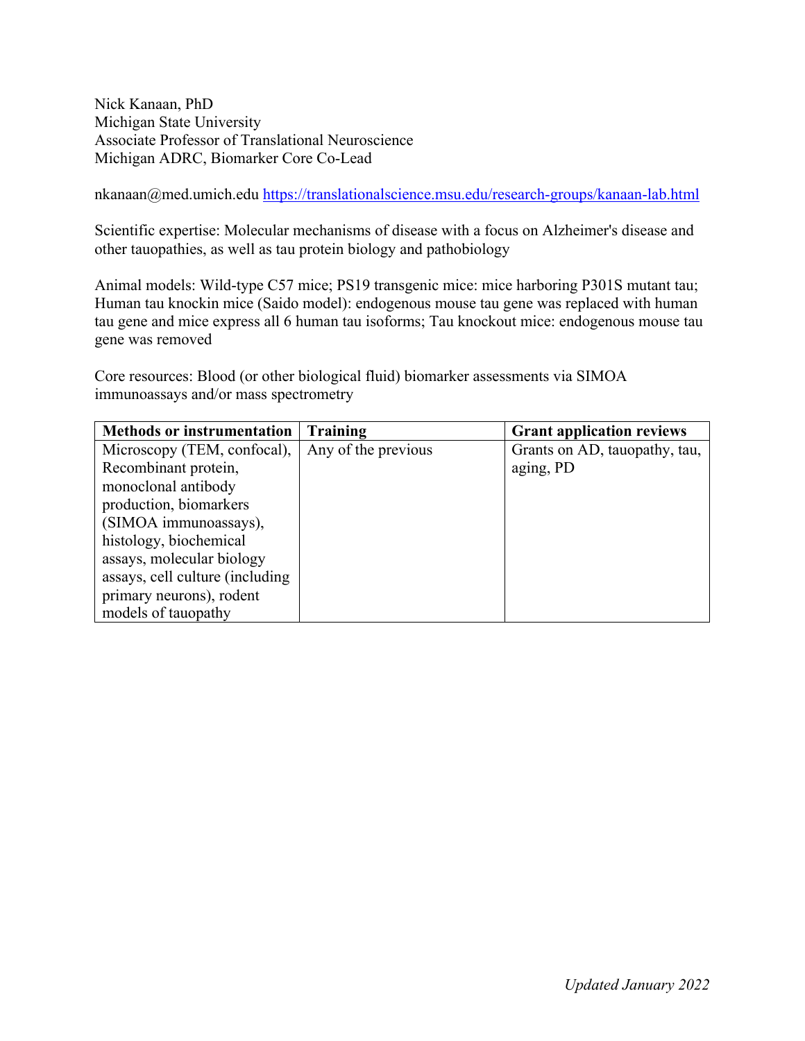Nick Kanaan, PhD
Michigan State University
Associate Professor of Translational Neuroscience
Michigan ADRC, Biomarker Core Co-Lead

nkanaan@med.umich.edu https://translationalscience.msu.edu/research-groups/kanaan-lab.html

Scientific expertise: Molecular mechanisms of disease with a focus on Alzheimer's disease and other tauopathies, as well as tau protein biology and pathobiology

Animal models: Wild-type C57 mice; PS19 transgenic mice: mice harboring P301S mutant tau; Human tau knockin mice (Saido model): endogenous mouse tau gene was replaced with human tau gene and mice express all 6 human tau isoforms; Tau knockout mice: endogenous mouse tau gene was removed

Core resources: Blood (or other biological fluid) biomarker assessments via SIMOA immunoassays and/or mass spectrometry

| Methods or instrumentation | Training | Grant application reviews |
|---|---|---|
| Microscopy (TEM, confocal), Recombinant protein, monoclonal antibody production, biomarkers (SIMOA immunoassays), histology, biochemical assays, molecular biology assays, cell culture (including primary neurons), rodent models of tauopathy | Any of the previous | Grants on AD, tauopathy, tau, aging, PD |

*Updated January 2022*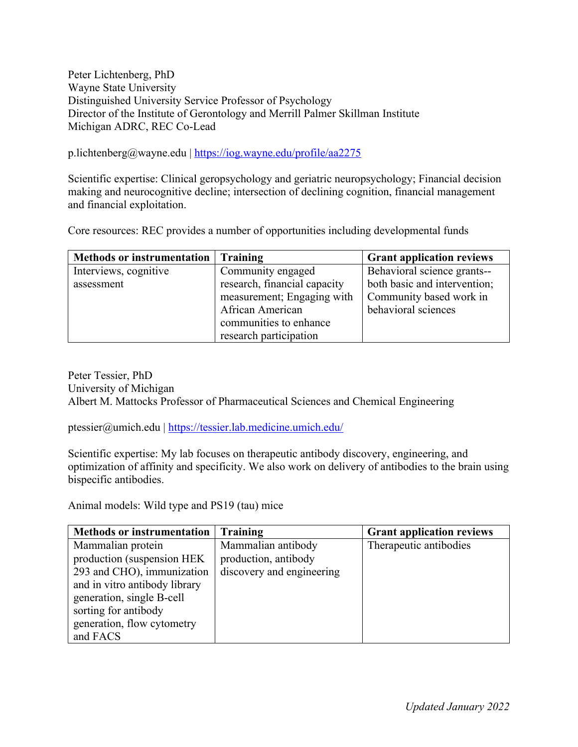Peter Lichtenberg, PhD
Wayne State University
Distinguished University Service Professor of Psychology
Director of the Institute of Gerontology and Merrill Palmer Skillman Institute
Michigan ADRC, REC Co-Lead

p.lichtenberg@wayne.edu | https://iog.wayne.edu/profile/aa2275

Scientific expertise: Clinical geropsychology and geriatric neuropsychology; Financial decision making and neurocognitive decline; intersection of declining cognition, financial management and financial exploitation.

Core resources: REC provides a number of opportunities including developmental funds

| Methods or instrumentation | Training | Grant application reviews |
|---|---|---|
| Interviews, cognitive assessment | Community engaged research, financial capacity measurement; Engaging with African American communities to enhance research participation | Behavioral science grants--both basic and intervention; Community based work in behavioral sciences |

Peter Tessier, PhD
University of Michigan
Albert M. Mattocks Professor of Pharmaceutical Sciences and Chemical Engineering

ptessier@umich.edu | https://tessier.lab.medicine.umich.edu/

Scientific expertise: My lab focuses on therapeutic antibody discovery, engineering, and optimization of affinity and specificity. We also work on delivery of antibodies to the brain using bispecific antibodies.

Animal models: Wild type and PS19 (tau) mice

| Methods or instrumentation | Training | Grant application reviews |
|---|---|---|
| Mammalian protein production (suspension HEK 293 and CHO), immunization and in vitro antibody library generation, single B-cell sorting for antibody generation, flow cytometry and FACS | Mammalian antibody production, antibody discovery and engineering | Therapeutic antibodies |

*Updated January 2022*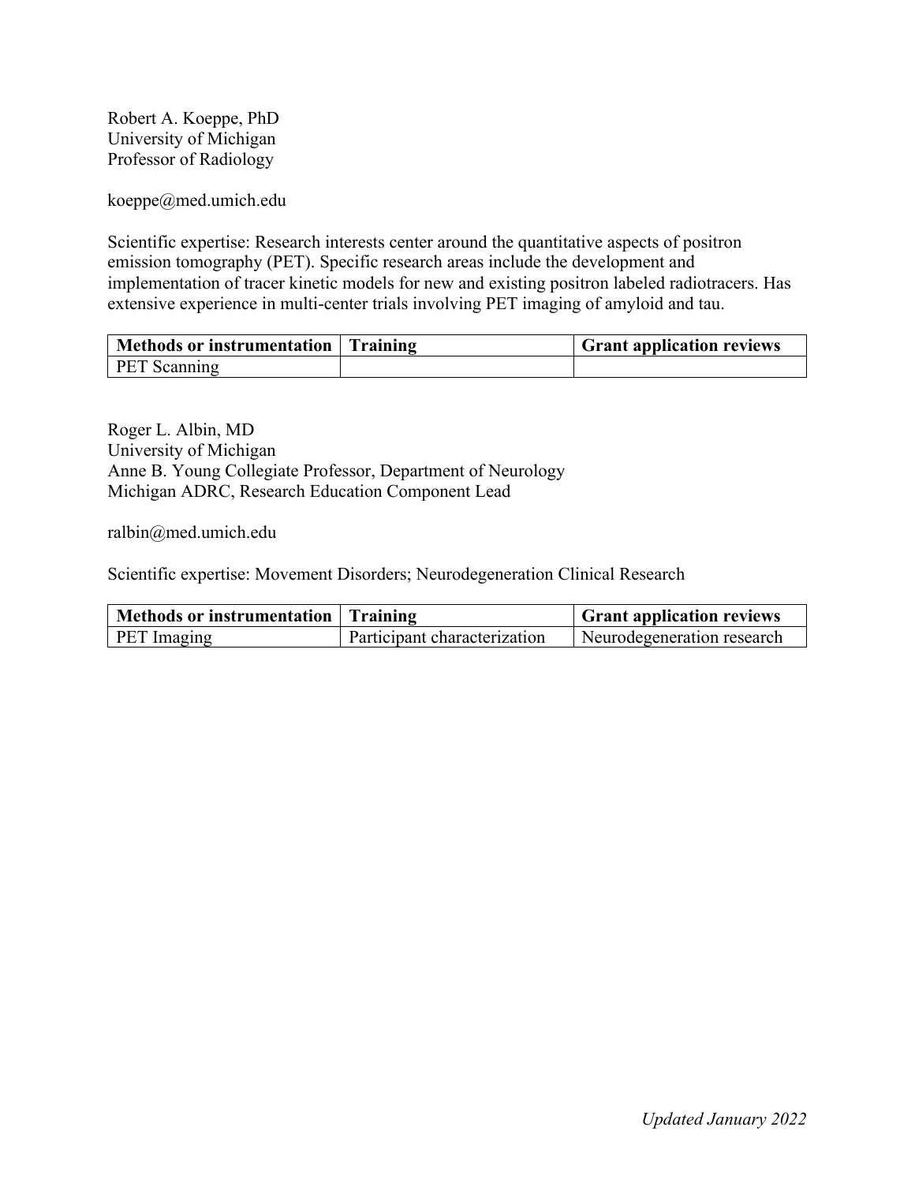Robert A. Koeppe, PhD
University of Michigan
Professor of Radiology

koeppe@med.umich.edu

Scientific expertise: Research interests center around the quantitative aspects of positron emission tomography (PET). Specific research areas include the development and implementation of tracer kinetic models for new and existing positron labeled radiotracers. Has extensive experience in multi-center trials involving PET imaging of amyloid and tau.

| Methods or instrumentation | Training | Grant application reviews |
|---|---|---|
| PET Scanning | | |

Roger L. Albin, MD
University of Michigan
Anne B. Young Collegiate Professor, Department of Neurology
Michigan ADRC, Research Education Component Lead

ralbin@med.umich.edu

Scientific expertise: Movement Disorders; Neurodegeneration Clinical Research

| Methods or instrumentation | Training | Grant application reviews |
|---|---|---|
| PET Imaging | Participant characterization | Neurodegeneration research |

*Updated January 2022*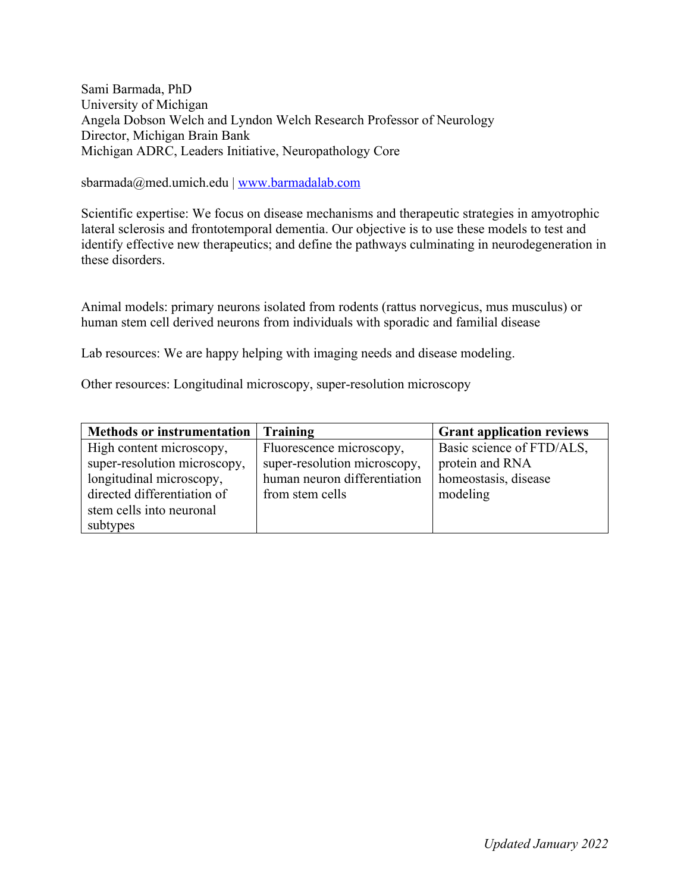Sami Barmada, PhD
University of Michigan
Angela Dobson Welch and Lyndon Welch Research Professor of Neurology
Director, Michigan Brain Bank
Michigan ADRC, Leaders Initiative, Neuropathology Core

sbarmada@med.umich.edu | [www.barmadalab.com](http://www.barmadalab.com)

Scientific expertise: We focus on disease mechanisms and therapeutic strategies in amyotrophic lateral sclerosis and frontotemporal dementia. Our objective is to use these models to test and identify effective new therapeutics; and define the pathways culminating in neurodegeneration in these disorders.

Animal models: primary neurons isolated from rodents (rattus norvegicus, mus musculus) or human stem cell derived neurons from individuals with sporadic and familial disease

Lab resources: We are happy helping with imaging needs and disease modeling.

Other resources: Longitudinal microscopy, super-resolution microscopy

| Methods or instrumentation | Training | Grant application reviews |
|---|---|---|
| High content microscopy, super-resolution microscopy, longitudinal microscopy, directed differentiation of stem cells into neuronal subtypes | Fluorescence microscopy, super-resolution microscopy, human neuron differentiation from stem cells | Basic science of FTD/ALS, protein and RNA homeostasis, disease modeling |

*Updated January 2022*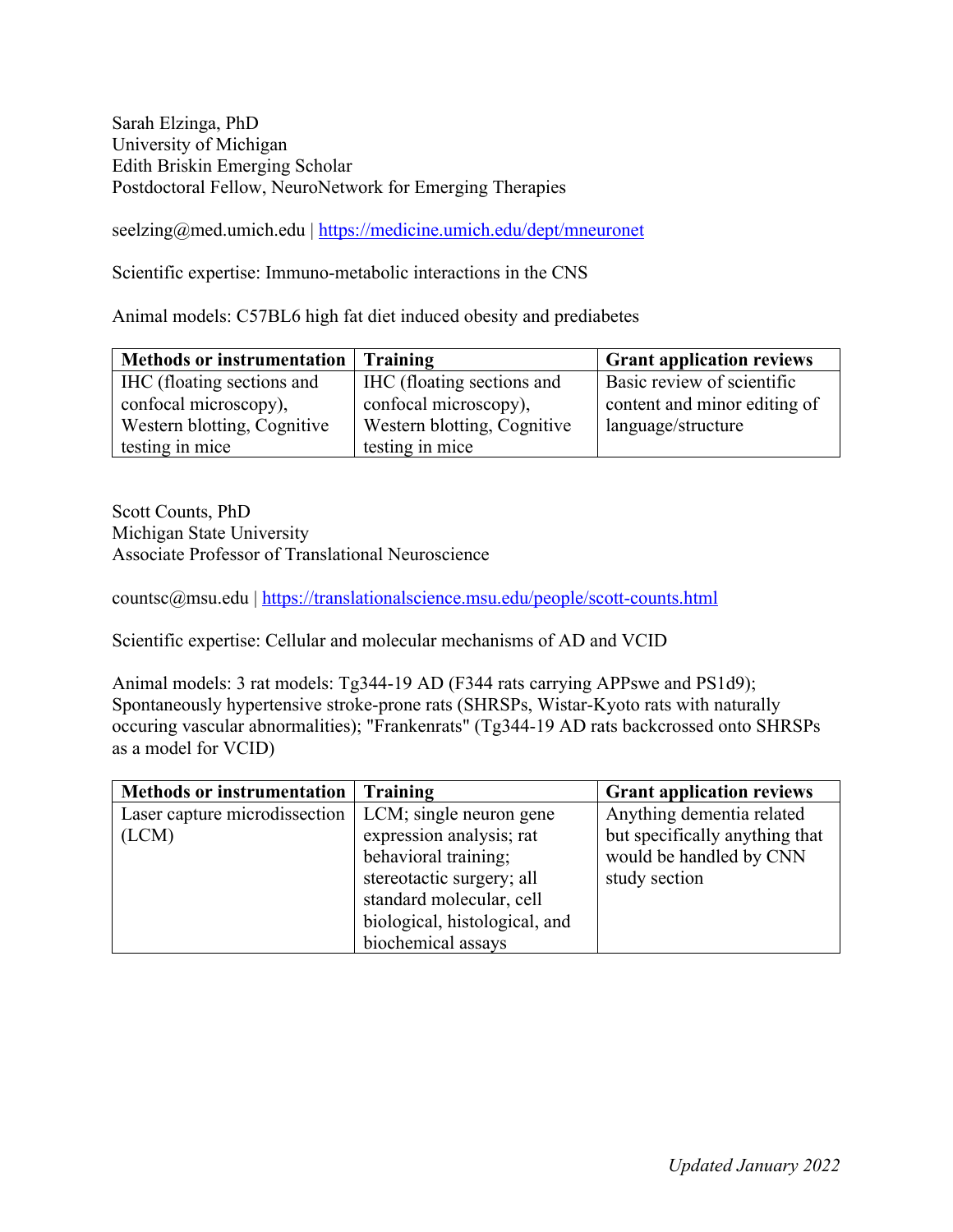Sarah Elzinga, PhD
University of Michigan
Edith Briskin Emerging Scholar
Postdoctoral Fellow, NeuroNetwork for Emerging Therapies

seelzing@med.umich.edu | https://medicine.umich.edu/dept/mneuronet

Scientific expertise: Immuno-metabolic interactions in the CNS

Animal models: C57BL6 high fat diet induced obesity and prediabetes

| Methods or instrumentation | Training | Grant application reviews |
|---|---|---|
| IHC (floating sections and confocal microscopy), Western blotting, Cognitive testing in mice | IHC (floating sections and confocal microscopy), Western blotting, Cognitive testing in mice | Basic review of scientific content and minor editing of language/structure |

Scott Counts, PhD
Michigan State University
Associate Professor of Translational Neuroscience

countsc@msu.edu | https://translationalscience.msu.edu/people/scott-counts.html

Scientific expertise: Cellular and molecular mechanisms of AD and VCID

Animal models: 3 rat models: Tg344-19 AD (F344 rats carrying APPswe and PS1d9); Spontaneously hypertensive stroke-prone rats (SHRSPs, Wistar-Kyoto rats with naturally occuring vascular abnormalities); "Frankenrats" (Tg344-19 AD rats backcrossed onto SHRSPs as a model for VCID)

| Methods or instrumentation | Training | Grant application reviews |
|---|---|---|
| Laser capture microdissection (LCM) | LCM; single neuron gene expression analysis; rat behavioral training; stereotactic surgery; all standard molecular, cell biological, histological, and biochemical assays | Anything dementia related but specifically anything that would be handled by CNN study section |

*Updated January 2022*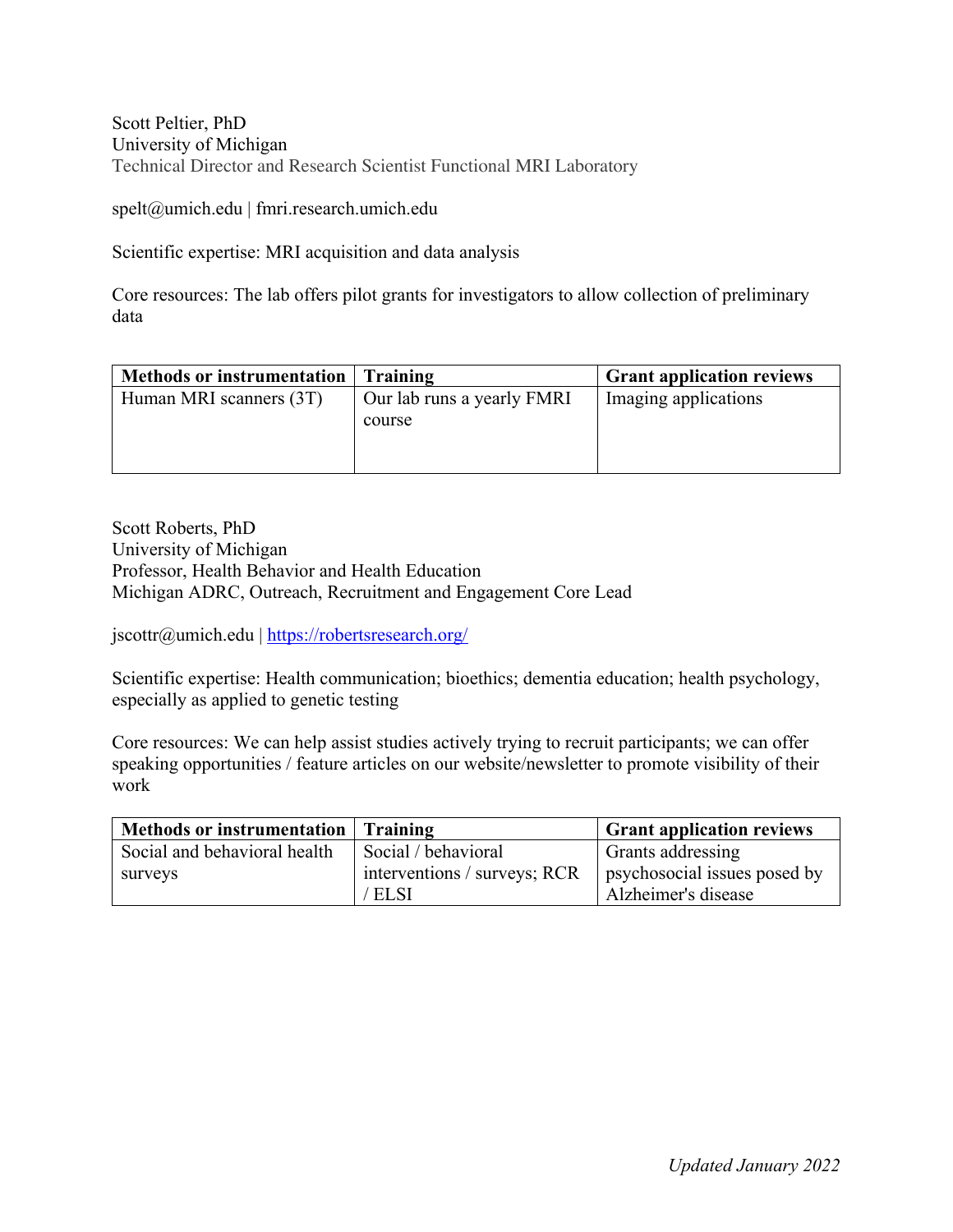Scott Peltier, PhD
University of Michigan
Technical Director and Research Scientist Functional MRI Laboratory

spelt@umich.edu | fmri.research.umich.edu

Scientific expertise: MRI acquisition and data analysis

Core resources: The lab offers pilot grants for investigators to allow collection of preliminary data

| Methods or instrumentation | Training | Grant application reviews |
|---|---|---|
| Human MRI scanners (3T) | Our lab runs a yearly FMRI course | Imaging applications |

Scott Roberts, PhD
University of Michigan
Professor, Health Behavior and Health Education
Michigan ADRC, Outreach, Recruitment and Engagement Core Lead

jscottr@umich.edu | https://robertsresearch.org/

Scientific expertise: Health communication; bioethics; dementia education; health psychology, especially as applied to genetic testing

Core resources: We can help assist studies actively trying to recruit participants; we can offer speaking opportunities / feature articles on our website/newsletter to promote visibility of their work

| Methods or instrumentation | Training | Grant application reviews |
|---|---|---|
| Social and behavioral health surveys | Social / behavioral interventions / surveys; RCR / ELSI | Grants addressing psychosocial issues posed by Alzheimer's disease |

*Updated January 2022*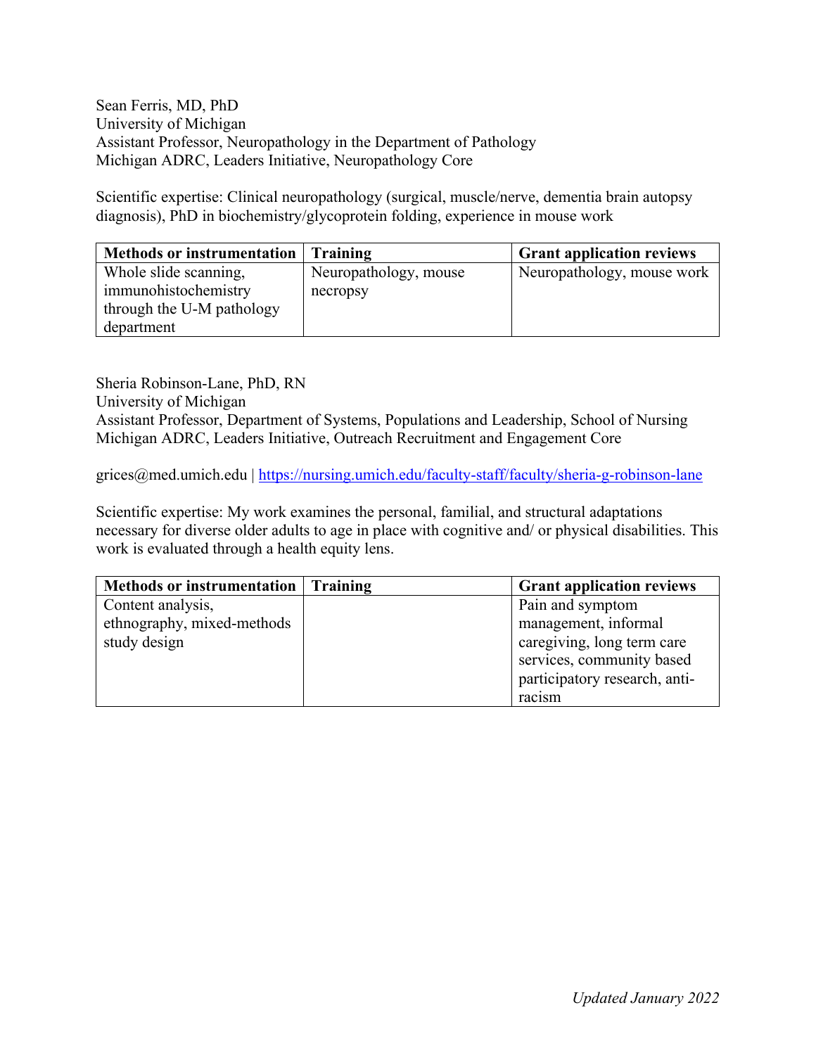Sean Ferris, MD, PhD
University of Michigan
Assistant Professor, Neuropathology in the Department of Pathology
Michigan ADRC, Leaders Initiative, Neuropathology Core

Scientific expertise: Clinical neuropathology (surgical, muscle/nerve, dementia brain autopsy diagnosis), PhD in biochemistry/glycoprotein folding, experience in mouse work

| Methods or instrumentation | Training | Grant application reviews |
|---|---|---|
| Whole slide scanning, immunohistochemistry through the U-M pathology department | Neuropathology, mouse necropsy | Neuropathology, mouse work |

Sheria Robinson-Lane, PhD, RN
University of Michigan
Assistant Professor, Department of Systems, Populations and Leadership, School of Nursing
Michigan ADRC, Leaders Initiative, Outreach Recruitment and Engagement Core

grices@med.umich.edu | https://nursing.umich.edu/faculty-staff/faculty/sheria-g-robinson-lane

Scientific expertise: My work examines the personal, familial, and structural adaptations necessary for diverse older adults to age in place with cognitive and/ or physical disabilities. This work is evaluated through a health equity lens.

| Methods or instrumentation | Training | Grant application reviews |
|---|---|---|
| Content analysis, ethnography, mixed-methods study design | | Pain and symptom management, informal caregiving, long term care services, community based participatory research, anti-racism |

*Updated January 2022*